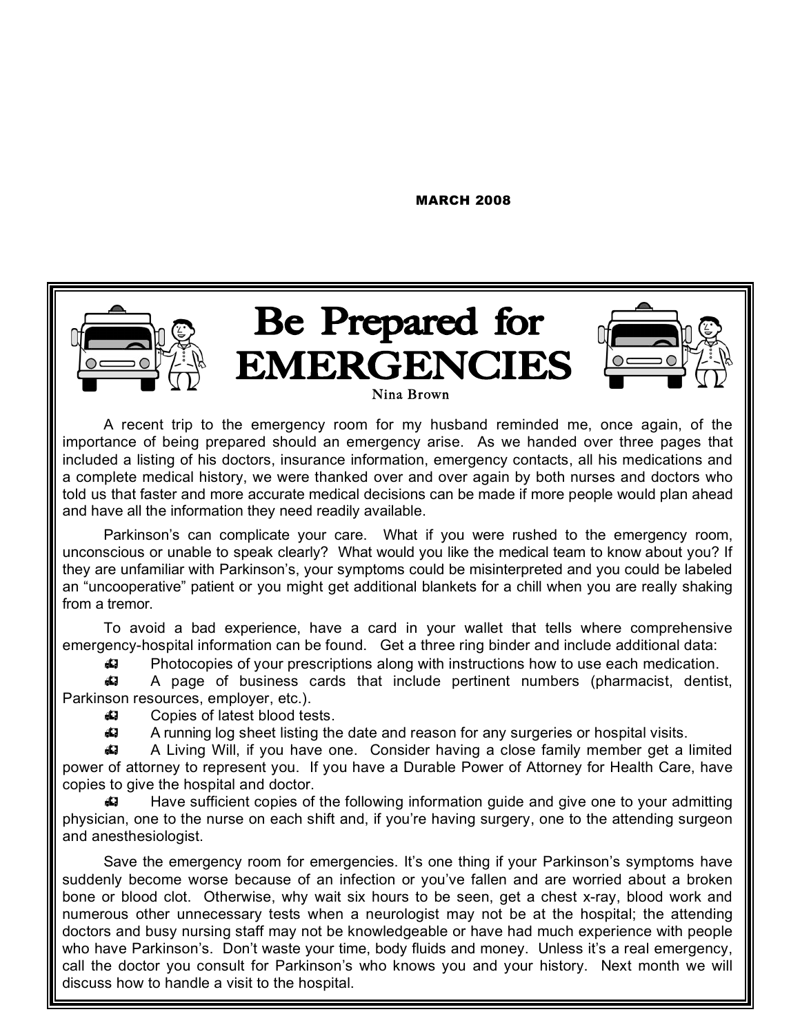MARCH 2008

# Be Prepared for EMERGENCIES

Nina Brown

A recent trip to the emergency room for my husband reminded me, once again, of the importance of being prepared should an emergency arise. As we handed over three pages that included a listing of his doctors, insurance information, emergency contacts, all his medications and a complete medical history, we were thanked over and over again by both nurses and doctors who told us that faster and more accurate medical decisions can be made if more people would plan ahead and have all the information they need readily available.

Parkinson's can complicate your care. What if you were rushed to the emergency room, unconscious or unable to speak clearly? What would you like the medical team to know about you? If they are unfamiliar with Parkinson's, your symptoms could be misinterpreted and you could be labeled an "uncooperative" patient or you might get additional blankets for a chill when you are really shaking from a tremor.

To avoid a bad experience, have a card in your wallet that tells where comprehensive emergency-hospital information can be found. Get a three ring binder and include additional data:

- Photocopies of your prescriptions along with instructions how to use each medication.
- A page of business cards that include pertinent numbers (pharmacist, dentist, Parkinson resources, employer, etc.).
- Copies of latest blood tests.
- A running log sheet listing the date and reason for any surgeries or hospital visits.
- A Living Will, if you have one. Consider having a close family member get a limited power of attorney to represent you. If you have a Durable Power of Attorney for Health Care, have copies to give the hospital and doctor.
- Have sufficient copies of the following information guide and give one to your admitting physician, one to the nurse on each shift and, if you're having surgery, one to the attending surgeon and anesthesiologist.

Save the emergency room for emergencies. It's one thing if your Parkinson's symptoms have suddenly become worse because of an infection or you've fallen and are worried about a broken bone or blood clot. Otherwise, why wait six hours to be seen, get a chest x-ray, blood work and numerous other unnecessary tests when a neurologist may not be at the hospital; the attending doctors and busy nursing staff may not be knowledgeable or have had much experience with people who have Parkinson's. Don't waste your time, body fluids and money. Unless it's a real emergency, call the doctor you consult for Parkinson's who knows you and your history. Next month we will discuss how to handle a visit to the hospital.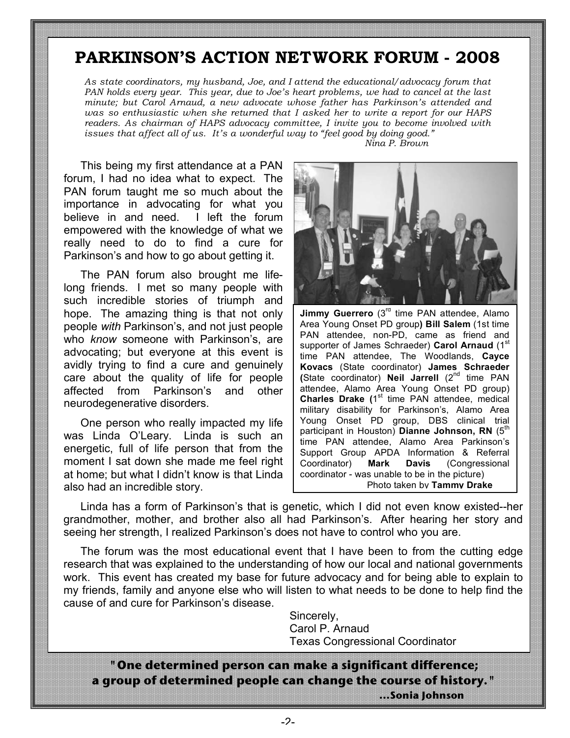# PARKINSON'S ACTION NETWORK FORUM - 2008

*As state coordinators, my husband, Joe, and I attend the educational/advocacy forum that PAN holds every year. This year, due to Joe's heart problems, we had to cancel at the last minute; but Carol Arnaud, a new advocate whose father has Parkinson's attended and was so enthusiastic when she returned that I asked her to write a report for our HAPS readers. As chairman of HAPS advocacy committee, I invite you to become involved with issues that affect all of us. It's a wonderful way to "feel good by doing good."*

*Nina P. Brown*

This being my first attendance at a PAN forum, I had no idea what to expect. The PAN forum taught me so much about the importance in advocating for what you believe in and need. I left the forum empowered with the knowledge of what we really need to do to find a cure for Parkinson's and how to go about getting it.

The PAN forum also brought me life-long friends. I met so many people with such incredible stories of triumph and hope. The amazing thing is that not only people *with* Parkinson's, and not just people who *know* someone with Parkinson's, are advocating; but everyone at this event is avidly trying to find a cure and genuinely care about the quality of life for people affected from Parkinson's and other neurodegenerative disorders.

One person who really impacted my life was Linda O'Leary. Linda is such an energetic, full of life person that from the moment I sat down she made me feel right at home; but what I didn't know is that Linda also had an incredible story.

**Jimmy Guerrero** (3rd time PAN attendee, Alamo Area Young Onset PD group) **Bill Salem** (1st time PAN attendee, non-PD, came as friend and supporter of James Schraeder) **Carol Arnaud** (1st time PAN attendee, The Woodlands, **Cayce Kovacs** (State coordinator) **James Schraeder** (State coordinator) **Neil Jarrell** (2nd time PAN attendee, Alamo Area Young Onset PD group) **Charles Drake** (1st time PAN attendee, medical military disability for Parkinson's, Alamo Area Young Onset PD group, DBS clinical trial participant in Houston) **Dianne Johnson, RN** (5th time PAN attendee, Alamo Area Parkinson's Support Group APDA Information & Referral Coordinator) **Mark Davis** (Congressional coordinator - was unable to be in the picture)
Photo taken by **Tammy Drake**

Linda has a form of Parkinson's that is genetic, which I did not even know existed--her grandmother, mother, and brother also all had Parkinson's. After hearing her story and seeing her strength, I realized Parkinson's does not have to control who you are.

The forum was the most educational event that I have been to from the cutting edge research that was explained to the understanding of how our local and national governments work. This event has created my base for future advocacy and for being able to explain to my friends, family and anyone else who will listen to what needs to be done to help find the cause of and cure for Parkinson's disease.

Sincerely,
Carol P. Arnaud
Texas Congressional Coordinator

**"One determined person can make a significant difference; a group of determined people can change the course of history."**
**...Sonia Johnson**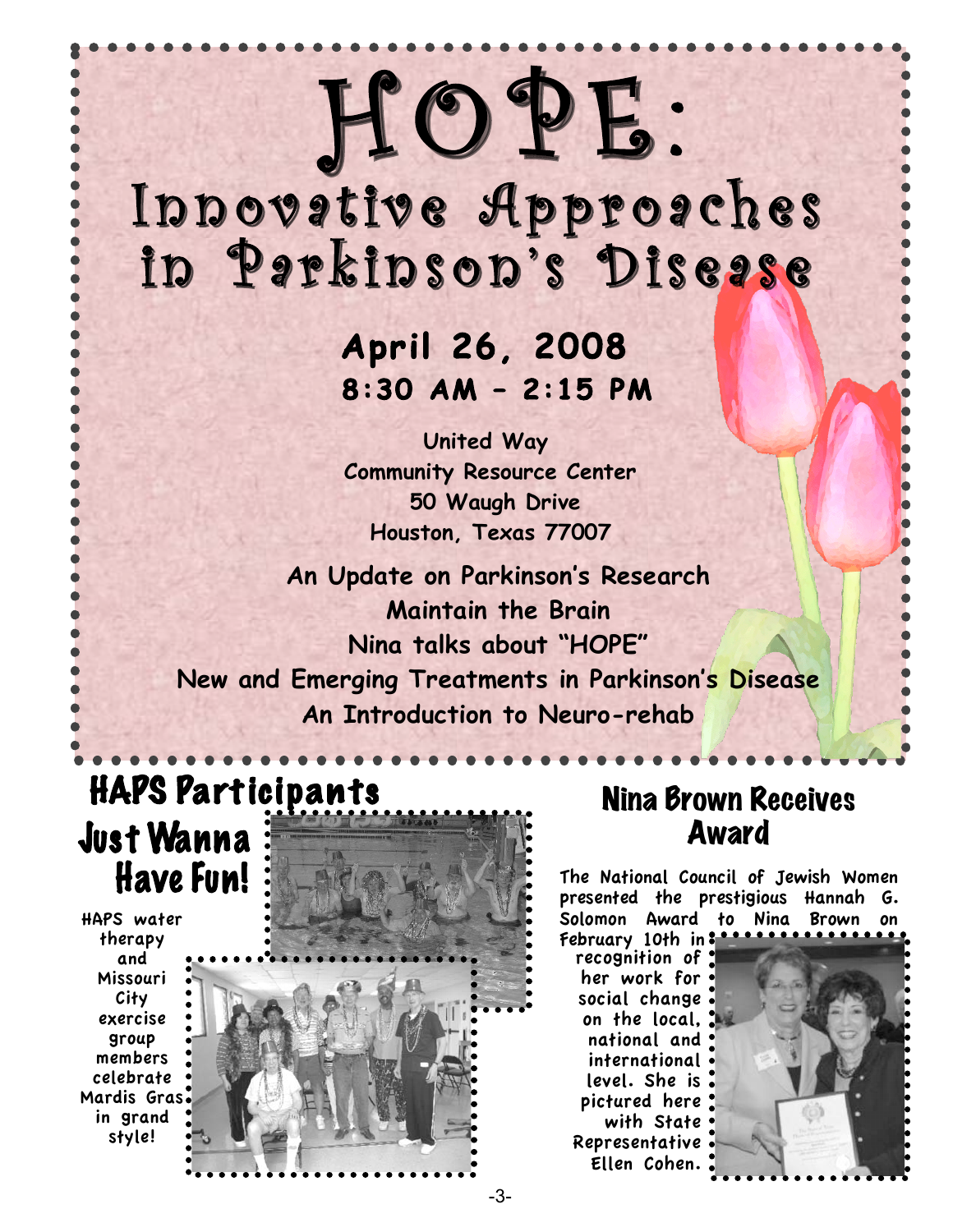# HOPE: Innovative Approaches in Parkinson's Disease

**April 26, 2008**
**8:30 AM – 2:15 PM**

**United Way**
**Community Resource Center**
**50 Waugh Drive**
**Houston, Texas 77007**

**An Update on Parkinson's Research**
**Maintain the Brain**
**Nina talks about "HOPE"**
**New and Emerging Treatments in Parkinson's Disease**
**An Introduction to Neuro-rehab**

## HAPS Participants Just Wanna Have Fun!

HAPS water therapy and Missouri City exercise group members celebrate Mardis Gras in grand style!

## Nina Brown Receives Award

The National Council of Jewish Women presented the prestigious Hannah G. Solomon Award to Nina Brown on February 10th in recognition of her work for social change on the local, national and international level. She is pictured here with State Representative Ellen Cohen.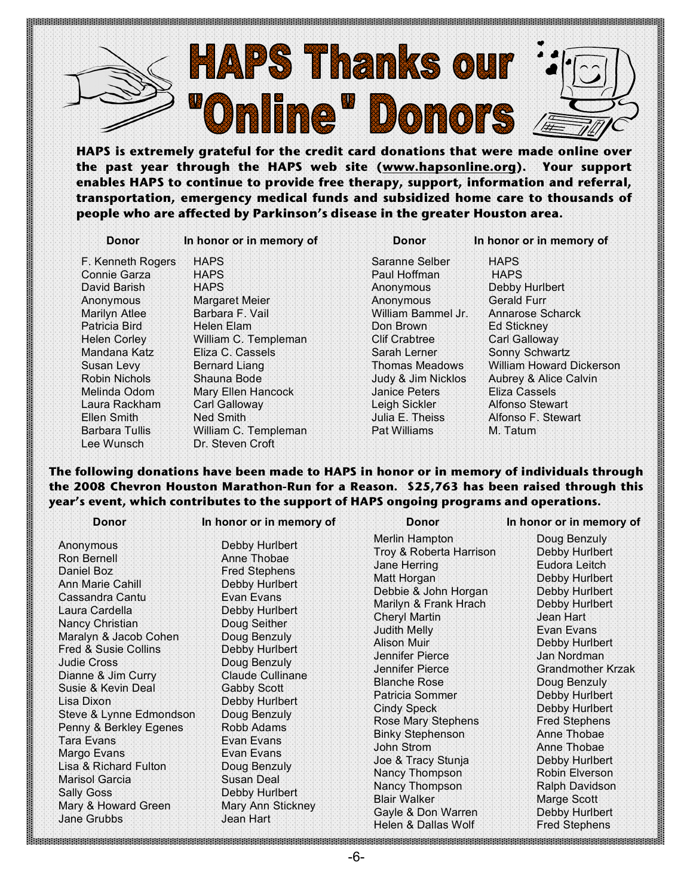# HAPS Thanks our "Online" Donors

**HAPS is extremely grateful for the credit card donations that were made online over the past year through the HAPS web site (www.hapsonline.org). Your support enables HAPS to continue to provide free therapy, support, information and referral, transportation, emergency medical funds and subsidized home care to thousands of people who are affected by Parkinson's disease in the greater Houston area.**

| Donor | In honor or in memory of |
|---|---|
| F. Kenneth Rogers | HAPS |
| Connie Garza | HAPS |
| David Barish | HAPS |
| Anonymous | Margaret Meier |
| Marilyn Atlee | Barbara F. Vail |
| Patricia Bird | Helen Elam |
| Helen Corley | William C. Templeman |
| Mandana Katz | Eliza C. Cassels |
| Susan Levy | Bernard Liang |
| Robin Nichols | Shauna Bode |
| Melinda Odom | Mary Ellen Hancock |
| Laura Rackham | Carl Galloway |
| Ellen Smith | Ned Smith |
| Barbara Tullis | William C. Templeman |
| Lee Wunsch | Dr. Steven Croft |
| Saranne Selber | HAPS |
| Paul Hoffman | HAPS |
| Anonymous | Debby Hurlbert |
| Anonymous | Gerald Furr |
| William Bammel Jr. | Annarose Scharck |
| Don Brown | Ed Stickney |
| Clif Crabtree | Carl Galloway |
| Sarah Lerner | Sonny Schwartz |
| Thomas Meadows | William Howard Dickerson |
| Judy & Jim Nicklos | Aubrey & Alice Calvin |
| Janice Peters | Eliza Cassels |
| Leigh Sickler | Alfonso Stewart |
| Julia E. Theiss | Alfonso F. Stewart |
| Pat Williams | M. Tatum |

**The following donations have been made to HAPS in honor or in memory of individuals through the 2008 Chevron Houston Marathon-Run for a Reason. $25,763 has been raised through this year's event, which contributes to the support of HAPS ongoing programs and operations.**

| Donor | In honor or in memory of |
|---|---|
| Anonymous | Debby Hurlbert |
| Ron Bernell | Anne Thobae |
| Daniel Boz | Fred Stephens |
| Ann Marie Cahill | Debby Hurlbert |
| Cassandra Cantu | Evan Evans |
| Laura Cardella | Debby Hurlbert |
| Nancy Christian | Doug Seither |
| Maralyn & Jacob Cohen | Doug Benzuly |
| Fred & Susie Collins | Debby Hurlbert |
| Judie Cross | Doug Benzuly |
| Dianne & Jim Curry | Claude Cullinane |
| Susie & Kevin Deal | Gabby Scott |
| Lisa Dixon | Debby Hurlbert |
| Steve & Lynne Edmondson | Doug Benzuly |
| Penny & Berkley Egenes | Robb Adams |
| Tara Evans | Evan Evans |
| Margo Evans | Evan Evans |
| Lisa & Richard Fulton | Doug Benzuly |
| Marisol Garcia | Susan Deal |
| Sally Goss | Debby Hurlbert |
| Mary & Howard Green | Mary Ann Stickney |
| Jane Grubbs | Jean Hart |
| Merlin Hampton | Doug Benzuly |
| Troy & Roberta Harrison | Debby Hurlbert |
| Jane Herring | Eudora Leitch |
| Matt Horgan | Debby Hurlbert |
| Debbie & John Horgan | Debby Hurlbert |
| Marilyn & Frank Hrach | Debby Hurlbert |
| Cheryl Martin | Jean Hart |
| Judith Melly | Evan Evans |
| Alison Muir | Debby Hurlbert |
| Jennifer Pierce | Jan Nordman |
| Jennifer Pierce | Grandmother Krzak |
| Blanche Rose | Doug Benzuly |
| Patricia Sommer | Debby Hurlbert |
| Cindy Speck | Debby Hurlbert |
| Rose Mary Stephens | Fred Stephens |
| Binky Stephenson | Anne Thobae |
| John Strom | Anne Thobae |
| Joe & Tracy Stunja | Debby Hurlbert |
| Nancy Thompson | Robin Elverson |
| Nancy Thompson | Ralph Davidson |
| Blair Walker | Marge Scott |
| Gayle & Don Warren | Debby Hurlbert |
| Helen & Dallas Wolf | Fred Stephens |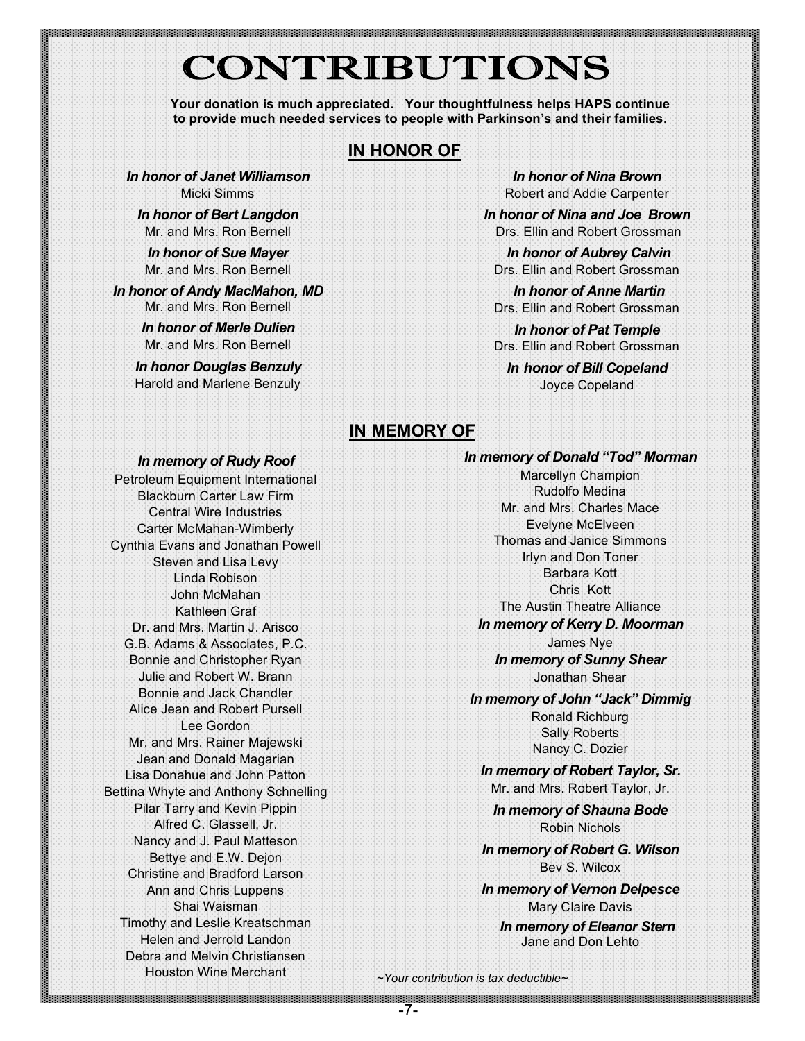# CONTRIBUTIONS

**Your donation is much appreciated. Your thoughtfulness helps HAPS continue to provide much needed services to people with Parkinson's and their families.**

## IN HONOR OF

***In honor of Janet Williamson***
Micki Simms

***In honor of Bert Langdon***
Mr. and Mrs. Ron Bernell

***In honor of Sue Mayer***
Mr. and Mrs. Ron Bernell

***In honor of Andy MacMahon, MD***
Mr. and Mrs. Ron Bernell

***In honor of Merle Dulien***
Mr. and Mrs. Ron Bernell

***In honor Douglas Benzuly***
Harold and Marlene Benzuly

***In honor of Nina Brown***
Robert and Addie Carpenter

***In honor of Nina and Joe Brown***
Drs. Ellin and Robert Grossman

***In honor of Aubrey Calvin***
Drs. Ellin and Robert Grossman

***In honor of Anne Martin***
Drs. Ellin and Robert Grossman

***In honor of Pat Temple***
Drs. Ellin and Robert Grossman

***In honor of Bill Copeland***
Joyce Copeland

## IN MEMORY OF

***In memory of Rudy Roof***
Petroleum Equipment International
Blackburn Carter Law Firm
Central Wire Industries
Carter McMahan-Wimberly
Cynthia Evans and Jonathan Powell
Steven and Lisa Levy
Linda Robison
John McMahan
Kathleen Graf
Dr. and Mrs. Martin J. Arisco
G.B. Adams & Associates, P.C.
Bonnie and Christopher Ryan
Julie and Robert W. Brann
Bonnie and Jack Chandler
Alice Jean and Robert Pursell
Lee Gordon
Mr. and Mrs. Rainer Majewski
Jean and Donald Magarian
Lisa Donahue and John Patton
Bettina Whyte and Anthony Schnelling
Pilar Tarry and Kevin Pippin
Alfred C. Glassell, Jr.
Nancy and J. Paul Matteson
Bettye and E.W. Dejon
Christine and Bradford Larson
Ann and Chris Luppens
Shai Waisman
Timothy and Leslie Kreatschman
Helen and Jerrold Landon
Debra and Melvin Christiansen
Houston Wine Merchant

***In memory of Donald "Tod" Morman***
Marcellyn Champion
Rudolfo Medina
Mr. and Mrs. Charles Mace
Evelyne McElveen
Thomas and Janice Simmons
Irlyn and Don Toner
Barbara Kott
Chris Kott
The Austin Theatre Alliance

***In memory of Kerry D. Moorman***
James Nye

***In memory of Sunny Shear***
Jonathan Shear

***In memory of John "Jack" Dimmig***
Ronald Richburg
Sally Roberts
Nancy C. Dozier

***In memory of Robert Taylor, Sr.***
Mr. and Mrs. Robert Taylor, Jr.

***In memory of Shauna Bode***
Robin Nichols

***In memory of Robert G. Wilson***
Bev S. Wilcox

***In memory of Vernon Delpesce***
Mary Claire Davis

***In memory of Eleanor Stern***
Jane and Don Lehto

*~Your contribution is tax deductible~*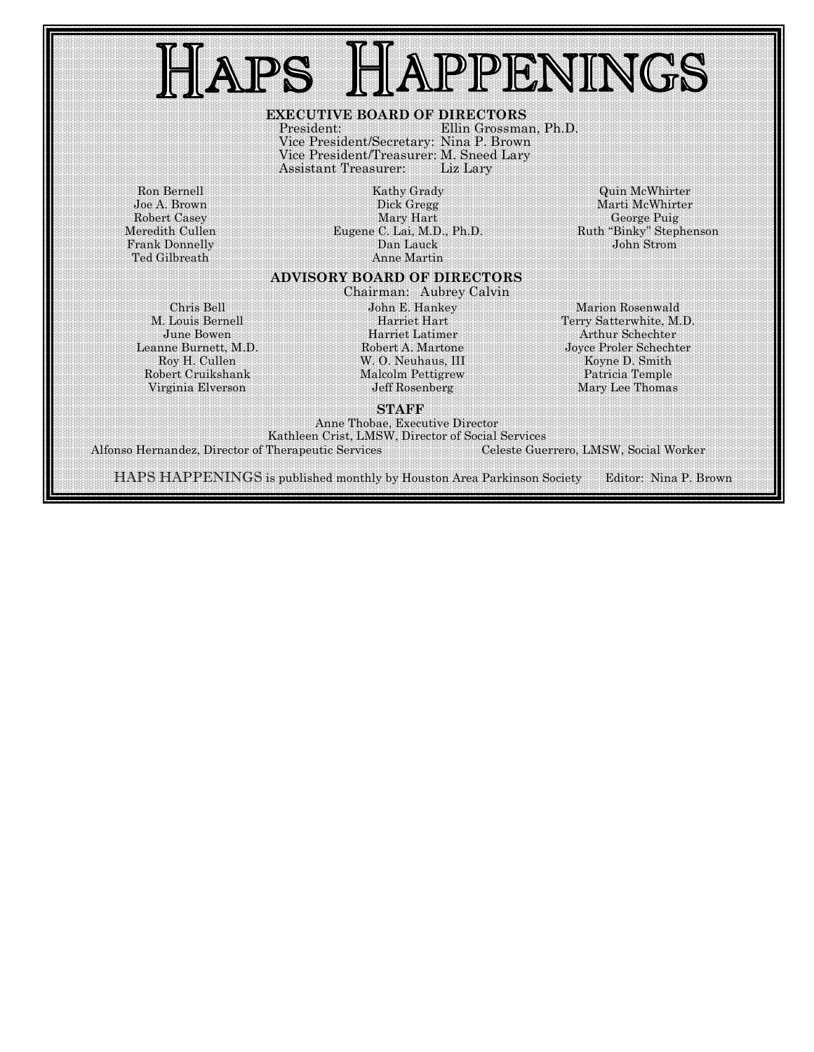# HAPS HAPPENINGS

## EXECUTIVE BOARD OF DIRECTORS

President: Ellin Grossman, Ph.D.
Vice President/Secretary: Nina P. Brown
Vice President/Treasurer: M. Sneed Lary
Assistant Treasurer: Liz Lary

Ron Bernell
Joe A. Brown
Robert Casey
Meredith Cullen
Frank Donnelly
Ted Gilbreath
Kathy Grady
Dick Gregg
Mary Hart
Eugene C. Lai, M.D., Ph.D.
Dan Lauck
Anne Martin
Quin McWhirter
Marti McWhirter
George Puig
Ruth "Binky" Stephenson
John Strom

## ADVISORY BOARD OF DIRECTORS

Chairman: Aubrey Calvin

Chris Bell
M. Louis Bernell
June Bowen
Leanne Burnett, M.D.
Roy H. Cullen
Robert Cruikshank
Virginia Elverson
John E. Hankey
Harriet Hart
Harriet Latimer
Robert A. Martone
W. O. Neuhaus, III
Malcolm Pettigrew
Jeff Rosenberg
Marion Rosenwald
Terry Satterwhite, M.D.
Arthur Schechter
Joyce Proler Schechter
Koyne D. Smith
Patricia Temple
Mary Lee Thomas

## STAFF

Anne Thobae, Executive Director
Kathleen Crist, LMSW, Director of Social Services
Alfonso Hernandez, Director of Therapeutic Services
Celeste Guerrero, LMSW, Social Worker

HAPS HAPPENINGS is published monthly by Houston Area Parkinson Society Editor: Nina P. Brown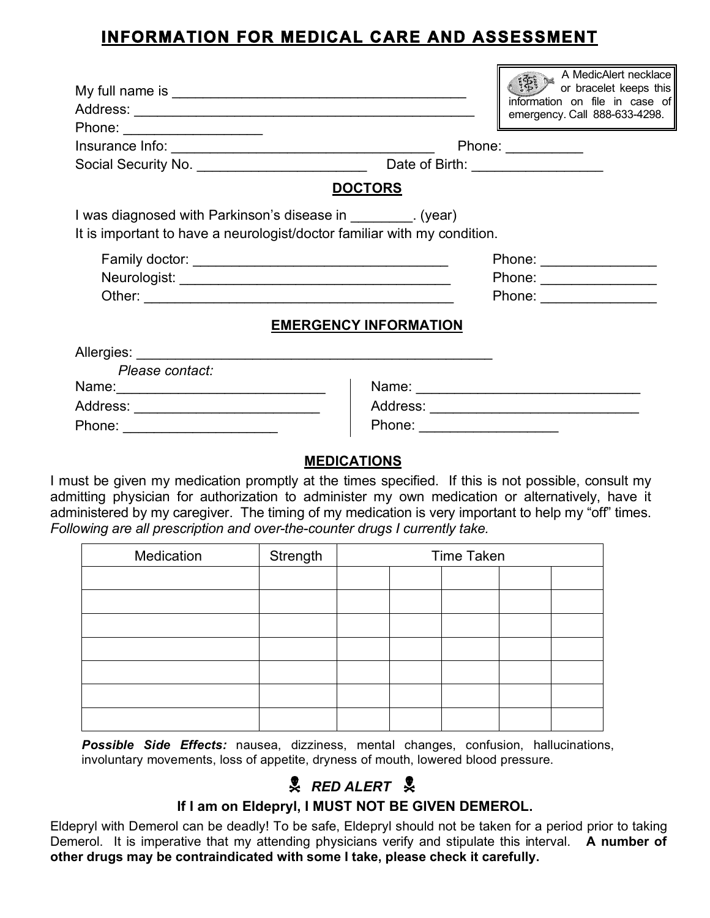# INFORMATION FOR MEDICAL CARE AND ASSESSMENT

A MedicAlert necklace or bracelet keeps this information on file in case of emergency. Call 888-633-4298.

My full name is ________________________________________

Address: ______________________________________________

Phone: __________________

Insurance Info: ____________________________________ Phone: __________

Social Security No. ______________________ Date of Birth: _________________

## DOCTORS

I was diagnosed with Parkinson's disease in ________. (year)

It is important to have a neurologist/doctor familiar with my condition.

Family doctor: __________________________________ Phone: _______________

Neurologist: ____________________________________ Phone: _______________

Other: _________________________________________ Phone: _______________

## EMERGENCY INFORMATION

Allergies: _______________________________________________

*Please contact:*

Name:___________________________ Name: _____________________________

Address: ________________________ Address: ___________________________

Phone: ___________________ Phone: _________________

## MEDICATIONS

I must be given my medication promptly at the times specified. If this is not possible, consult my admitting physician for authorization to administer my own medication or alternatively, have it administered by my caregiver. The timing of my medication is very important to help my "off" times. *Following are all prescription and over-the-counter drugs I currently take.*

| Medication | Strength | Time Taken | | | | |
|---|---|---|---|---|---|---|
| | | | | | | |
| | | | | | | |
| | | | | | | |
| | | | | | | |
| | | | | | | |
| | | | | | | |
| | | | | | | |

***Possible Side Effects:*** nausea, dizziness, mental changes, confusion, hallucinations, involuntary movements, loss of appetite, dryness of mouth, lowered blood pressure.

### ☠ *RED ALERT* ☠

**If I am on Eldepryl, I MUST NOT BE GIVEN DEMEROL.**

Eldepryl with Demerol can be deadly! To be safe, Eldepryl should not be taken for a period prior to taking Demerol. It is imperative that my attending physicians verify and stipulate this interval. **A number of other drugs may be contraindicated with some I take, please check it carefully.**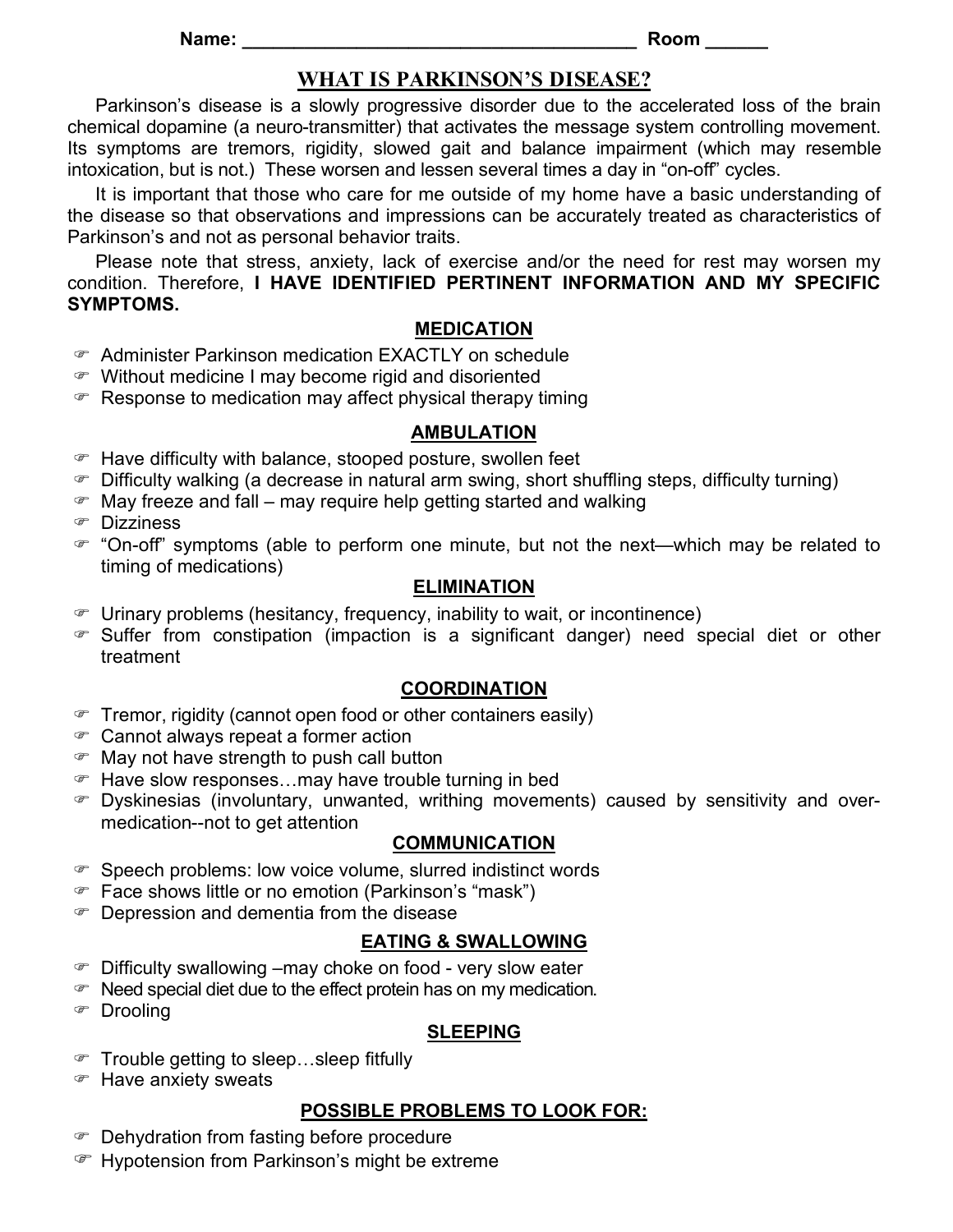Name: ______________________________________ Room ______

# WHAT IS PARKINSON'S DISEASE?

Parkinson's disease is a slowly progressive disorder due to the accelerated loss of the brain chemical dopamine (a neuro-transmitter) that activates the message system controlling movement. Its symptoms are tremors, rigidity, slowed gait and balance impairment (which may resemble intoxication, but is not.) These worsen and lessen several times a day in "on-off" cycles.

It is important that those who care for me outside of my home have a basic understanding of the disease so that observations and impressions can be accurately treated as characteristics of Parkinson's and not as personal behavior traits.

Please note that stress, anxiety, lack of exercise and/or the need for rest may worsen my condition. Therefore, **I HAVE IDENTIFIED PERTINENT INFORMATION AND MY SPECIFIC SYMPTOMS.**

## MEDICATION

- Administer Parkinson medication EXACTLY on schedule
- Without medicine I may become rigid and disoriented
- Response to medication may affect physical therapy timing

## AMBULATION

- Have difficulty with balance, stooped posture, swollen feet
- Difficulty walking (a decrease in natural arm swing, short shuffling steps, difficulty turning)
- May freeze and fall – may require help getting started and walking
- Dizziness
- "On-off" symptoms (able to perform one minute, but not the next—which may be related to timing of medications)

## ELIMINATION

- Urinary problems (hesitancy, frequency, inability to wait, or incontinence)
- Suffer from constipation (impaction is a significant danger) need special diet or other treatment

## COORDINATION

- Tremor, rigidity (cannot open food or other containers easily)
- Cannot always repeat a former action
- May not have strength to push call button
- Have slow responses…may have trouble turning in bed
- Dyskinesias (involuntary, unwanted, writhing movements) caused by sensitivity and over-medication--not to get attention

## COMMUNICATION

- Speech problems: low voice volume, slurred indistinct words
- Face shows little or no emotion (Parkinson's "mask")
- Depression and dementia from the disease

## EATING & SWALLOWING

- Difficulty swallowing –may choke on food - very slow eater
- Need special diet due to the effect protein has on my medication.
- Drooling

## SLEEPING

- Trouble getting to sleep…sleep fitfully
- Have anxiety sweats

## POSSIBLE PROBLEMS TO LOOK FOR:

- Dehydration from fasting before procedure
- Hypotension from Parkinson's might be extreme